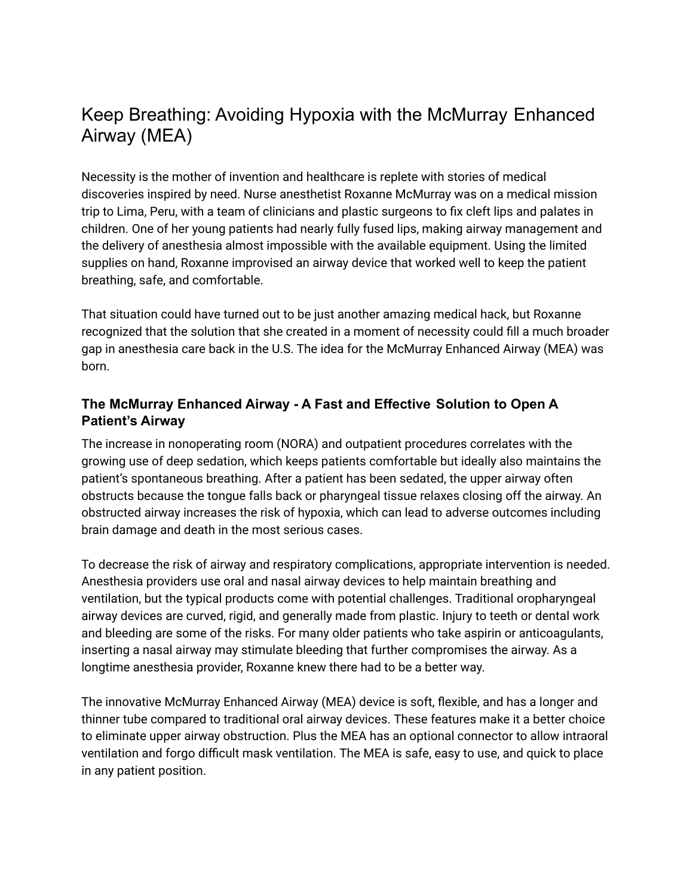# Keep Breathing: Avoiding Hypoxia with the McMurray Enhanced Airway (MEA)

Necessity is the mother of invention and healthcare is replete with stories of medical discoveries inspired by need. Nurse anesthetist Roxanne McMurray was on a medical mission trip to Lima, Peru, with a team of clinicians and plastic surgeons to fix cleft lips and palates in children. One of her young patients had nearly fully fused lips, making airway management and the delivery of anesthesia almost impossible with the available equipment. Using the limited supplies on hand, Roxanne improvised an airway device that worked well to keep the patient breathing, safe, and comfortable.

That situation could have turned out to be just another amazing medical hack, but Roxanne recognized that the solution that she created in a moment of necessity could fill a much broader gap in anesthesia care back in the U.S. The idea for the McMurray Enhanced Airway (MEA) was born.

### The McMurray Enhanced Airway - A Fast and Effective Solution to Open A Patient's Airway

The increase in nonoperating room (NORA) and outpatient procedures correlates with the growing use of deep sedation, which keeps patients comfortable but ideally also maintains the patient's spontaneous breathing. After a patient has been sedated, the upper airway often obstructs because the tongue falls back or pharyngeal tissue relaxes closing off the airway. An obstructed airway increases the risk of hypoxia, which can lead to adverse outcomes including brain damage and death in the most serious cases.

To decrease the risk of airway and respiratory complications, appropriate intervention is needed. Anesthesia providers use oral and nasal airway devices to help maintain breathing and ventilation, but the typical products come with potential challenges. Traditional oropharyngeal airway devices are curved, rigid, and generally made from plastic. Injury to teeth or dental work and bleeding are some of the risks. For many older patients who take aspirin or anticoagulants, inserting a nasal airway may stimulate bleeding that further compromises the airway. As a longtime anesthesia provider, Roxanne knew there had to be a better way.

The innovative McMurray Enhanced Airway (MEA) device is soft, flexible, and has a longer and thinner tube compared to traditional oral airway devices. These features make it a better choice to eliminate upper airway obstruction. Plus the MEA has an optional connector to allow intraoral ventilation and forgo difficult mask ventilation. The MEA is safe, easy to use, and quick to place in any patient position.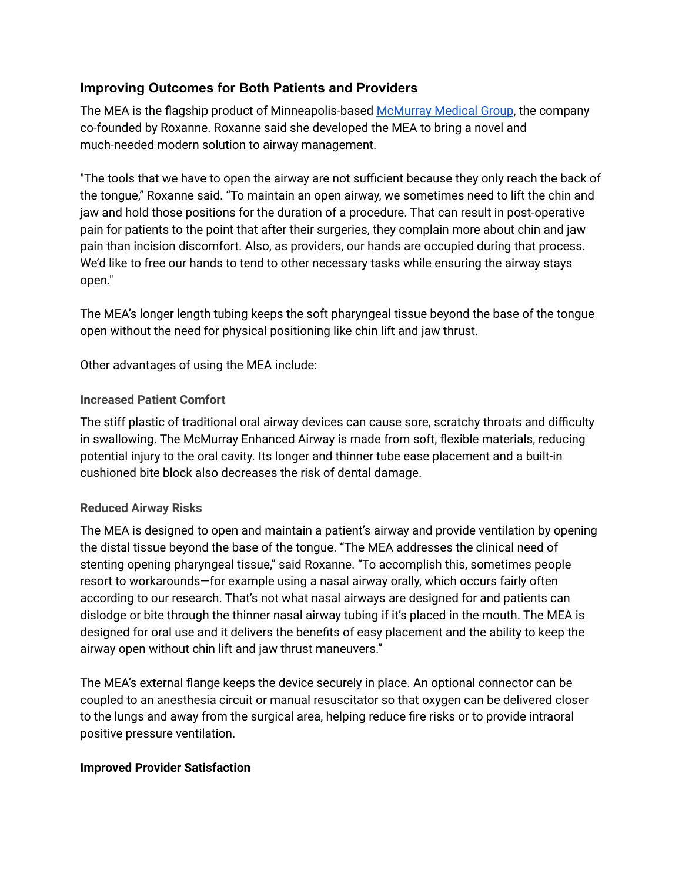## Improving Outcomes for Both Patients and Providers

The MEA is the flagship product of Minneapolis-based [McMurray Medical Group](), the company co-founded by Roxanne. Roxanne said she developed the MEA to bring a novel and much-needed modern solution to airway management.

"The tools that we have to open the airway are not sufficient because they only reach the back of the tongue," Roxanne said. "To maintain an open airway, we sometimes need to lift the chin and jaw and hold those positions for the duration of a procedure. That can result in post-operative pain for patients to the point that after their surgeries, they complain more about chin and jaw pain than incision discomfort. Also, as providers, our hands are occupied during that process. We'd like to free our hands to tend to other necessary tasks while ensuring the airway stays open."

The MEA's longer length tubing keeps the soft pharyngeal tissue beyond the base of the tongue open without the need for physical positioning like chin lift and jaw thrust.

Other advantages of using the MEA include:

### Increased Patient Comfort

The stiff plastic of traditional oral airway devices can cause sore, scratchy throats and difficulty in swallowing. The McMurray Enhanced Airway is made from soft, flexible materials, reducing potential injury to the oral cavity. Its longer and thinner tube ease placement and a built-in cushioned bite block also decreases the risk of dental damage.

### Reduced Airway Risks

The MEA is designed to open and maintain a patient's airway and provide ventilation by opening the distal tissue beyond the base of the tongue. "The MEA addresses the clinical need of stenting opening pharyngeal tissue," said Roxanne. "To accomplish this, sometimes people resort to workarounds—for example using a nasal airway orally, which occurs fairly often according to our research. That's not what nasal airways are designed for and patients can dislodge or bite through the thinner nasal airway tubing if it's placed in the mouth. The MEA is designed for oral use and it delivers the benefits of easy placement and the ability to keep the airway open without chin lift and jaw thrust maneuvers."

The MEA's external flange keeps the device securely in place. An optional connector can be coupled to an anesthesia circuit or manual resuscitator so that oxygen can be delivered closer to the lungs and away from the surgical area, helping reduce fire risks or to provide intraoral positive pressure ventilation.

**Improved Provider Satisfaction**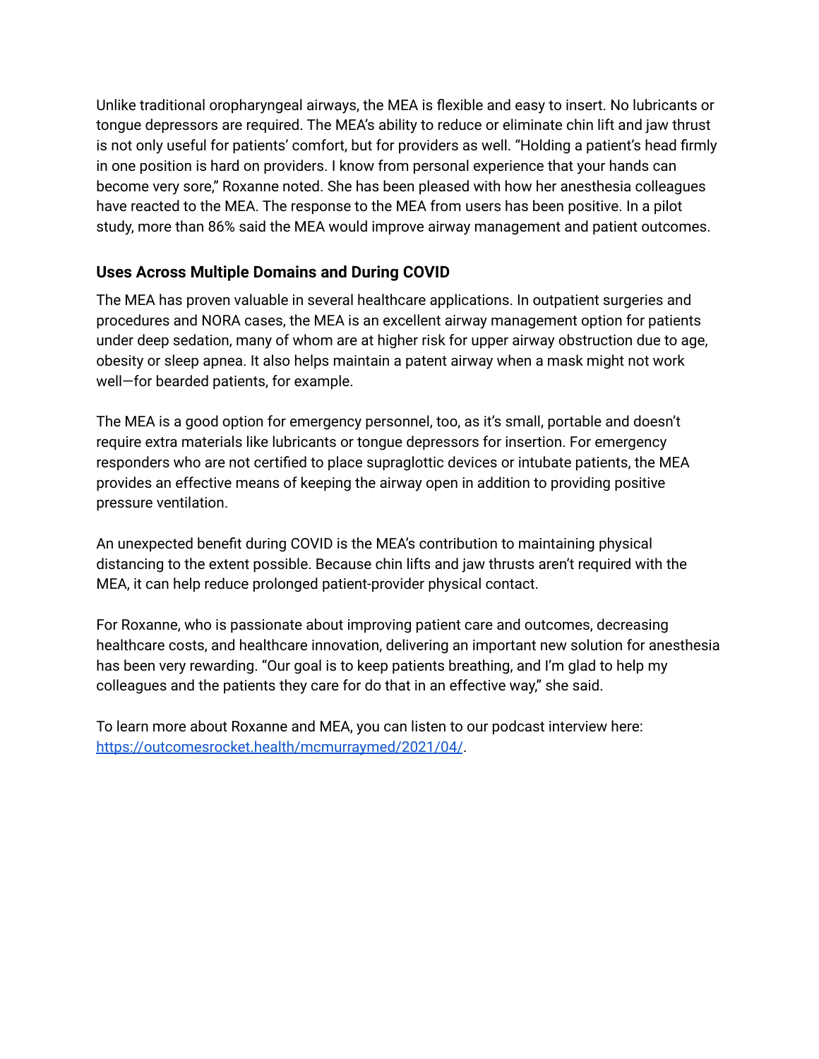Unlike traditional oropharyngeal airways, the MEA is flexible and easy to insert. No lubricants or tongue depressors are required. The MEA's ability to reduce or eliminate chin lift and jaw thrust is not only useful for patients' comfort, but for providers as well. "Holding a patient's head firmly in one position is hard on providers. I know from personal experience that your hands can become very sore," Roxanne noted. She has been pleased with how her anesthesia colleagues have reacted to the MEA. The response to the MEA from users has been positive. In a pilot study, more than 86% said the MEA would improve airway management and patient outcomes.

### Uses Across Multiple Domains and During COVID

The MEA has proven valuable in several healthcare applications. In outpatient surgeries and procedures and NORA cases, the MEA is an excellent airway management option for patients under deep sedation, many of whom are at higher risk for upper airway obstruction due to age, obesity or sleep apnea. It also helps maintain a patent airway when a mask might not work well—for bearded patients, for example.

The MEA is a good option for emergency personnel, too, as it's small, portable and doesn't require extra materials like lubricants or tongue depressors for insertion. For emergency responders who are not certified to place supraglottic devices or intubate patients, the MEA provides an effective means of keeping the airway open in addition to providing positive pressure ventilation.

An unexpected benefit during COVID is the MEA's contribution to maintaining physical distancing to the extent possible. Because chin lifts and jaw thrusts aren't required with the MEA, it can help reduce prolonged patient-provider physical contact.

For Roxanne, who is passionate about improving patient care and outcomes, decreasing healthcare costs, and healthcare innovation, delivering an important new solution for anesthesia has been very rewarding. "Our goal is to keep patients breathing, and I'm glad to help my colleagues and the patients they care for do that in an effective way," she said.

To learn more about Roxanne and MEA, you can listen to our podcast interview here: [https://outcomesrocket.health/mcmurraymed/2021/04/](https://outcomesrocket.health/mcmurraymed/2021/04/).